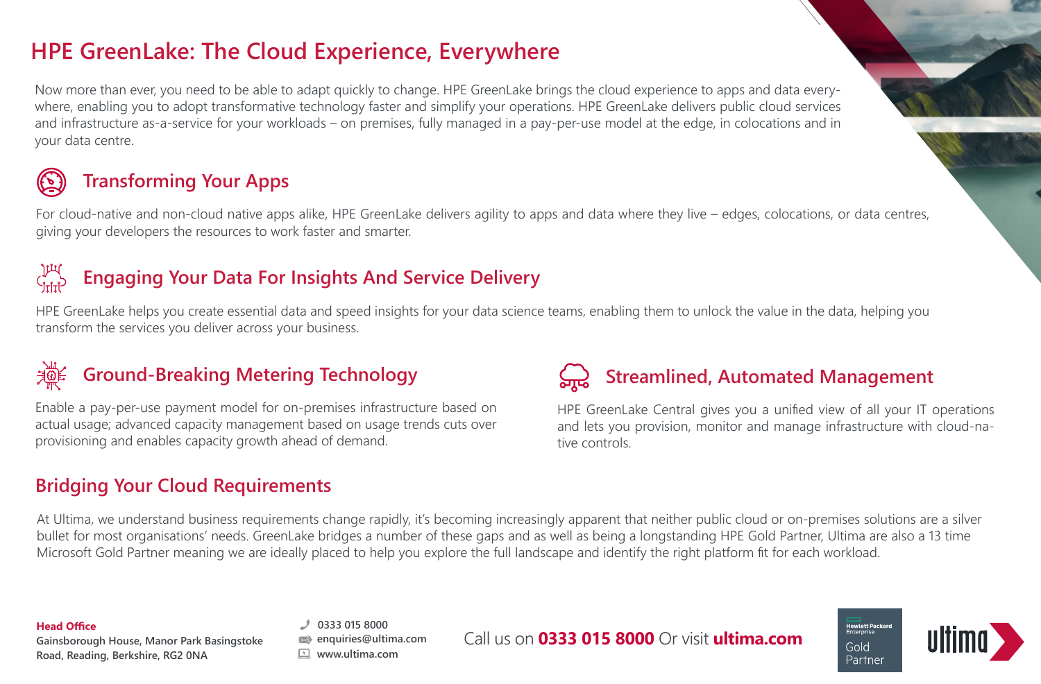# HPE GreenLake: The Cloud Experience, Everywhere

Now more than ever, you need to be able to adapt quickly to change. HPE GreenLake brings the cloud experience to apps and data everywhere, enabling you to adopt transformative technology faster and simplify your operations. HPE GreenLake delivers public cloud services and infrastructure as-a-service for your workloads – on premises, fully managed in a pay-per-use model at the edge, in colocations and in your data centre.

## Transforming Your Apps

For cloud-native and non-cloud native apps alike, HPE GreenLake delivers agility to apps and data where they live – edges, colocations, or data centres, giving your developers the resources to work faster and smarter.

## Engaging Your Data For Insights And Service Delivery

HPE GreenLake helps you create essential data and speed insights for your data science teams, enabling them to unlock the value in the data, helping you transform the services you deliver across your business.

## Ground-Breaking Metering Technology

Enable a pay-per-use payment model for on-premises infrastructure based on actual usage; advanced capacity management based on usage trends cuts over provisioning and enables capacity growth ahead of demand.

## Streamlined, Automated Management

HPE GreenLake Central gives you a unified view of all your IT operations and lets you provision, monitor and manage infrastructure with cloud-native controls.

## Bridging Your Cloud Requirements

At Ultima, we understand business requirements change rapidly, it's becoming increasingly apparent that neither public cloud or on-premises solutions are a silver bullet for most organisations' needs. GreenLake bridges a number of these gaps and as well as being a longstanding HPE Gold Partner, Ultima are also a 13 time Microsoft Gold Partner meaning we are ideally placed to help you explore the full landscape and identify the right platform fit for each workload.

**Head Office**
**Gainsborough House, Manor Park Basingstoke Road, Reading, Berkshire, RG2 0NA**

**0333 015 8000**
**enquiries@ultima.com**
**www.ultima.com**

Call us on **0333 015 8000** Or visit **ultima.com**

Hewlett Packard Enterprise Gold Partner

ultima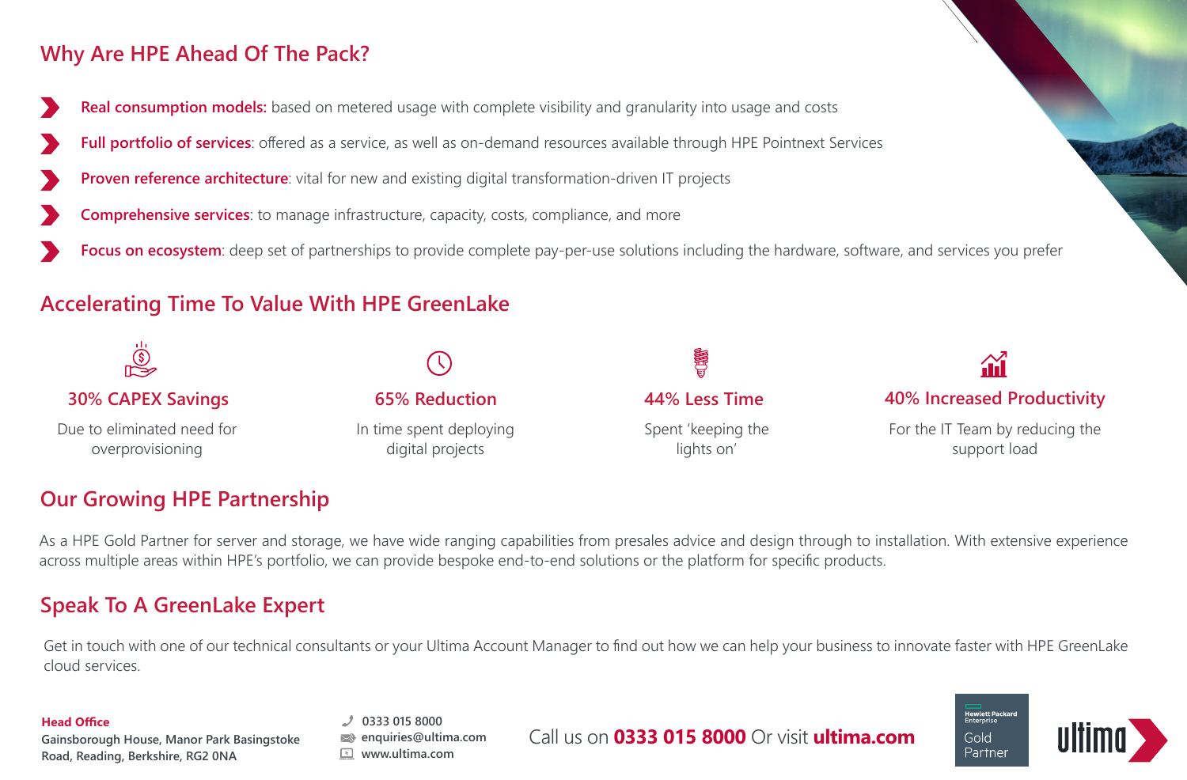## Why Are HPE Ahead Of The Pack?

- **Real consumption models:** based on metered usage with complete visibility and granularity into usage and costs
- **Full portfolio of services**: offered as a service, as well as on-demand resources available through HPE Pointnext Services
- **Proven reference architecture**: vital for new and existing digital transformation-driven IT projects
- **Comprehensive services**: to manage infrastructure, capacity, costs, compliance, and more
- **Focus on ecosystem**: deep set of partnerships to provide complete pay-per-use solutions including the hardware, software, and services you prefer

## Accelerating Time To Value With HPE GreenLake

### 30% CAPEX Savings

Due to eliminated need for overprovisioning

### 65% Reduction

In time spent deploying digital projects

### 44% Less Time

Spent 'keeping the lights on'

### 40% Increased Productivity

For the IT Team by reducing the support load

## Our Growing HPE Partnership

As a HPE Gold Partner for server and storage, we have wide ranging capabilities from presales advice and design through to installation. With extensive experience across multiple areas within HPE's portfolio, we can provide bespoke end-to-end solutions or the platform for specific products.

## Speak To A GreenLake Expert

Get in touch with one of our technical consultants or your Ultima Account Manager to find out how we can help your business to innovate faster with HPE GreenLake cloud services.

**Head Office**
Gainsborough House, Manor Park Basingstoke Road, Reading, Berkshire, RG2 0NA

0333 015 8000
enquiries@ultima.com
www.ultima.com

Call us on **0333 015 8000** Or visit **ultima.com**

Hewlett Packard Enterprise Gold Partner

ultima